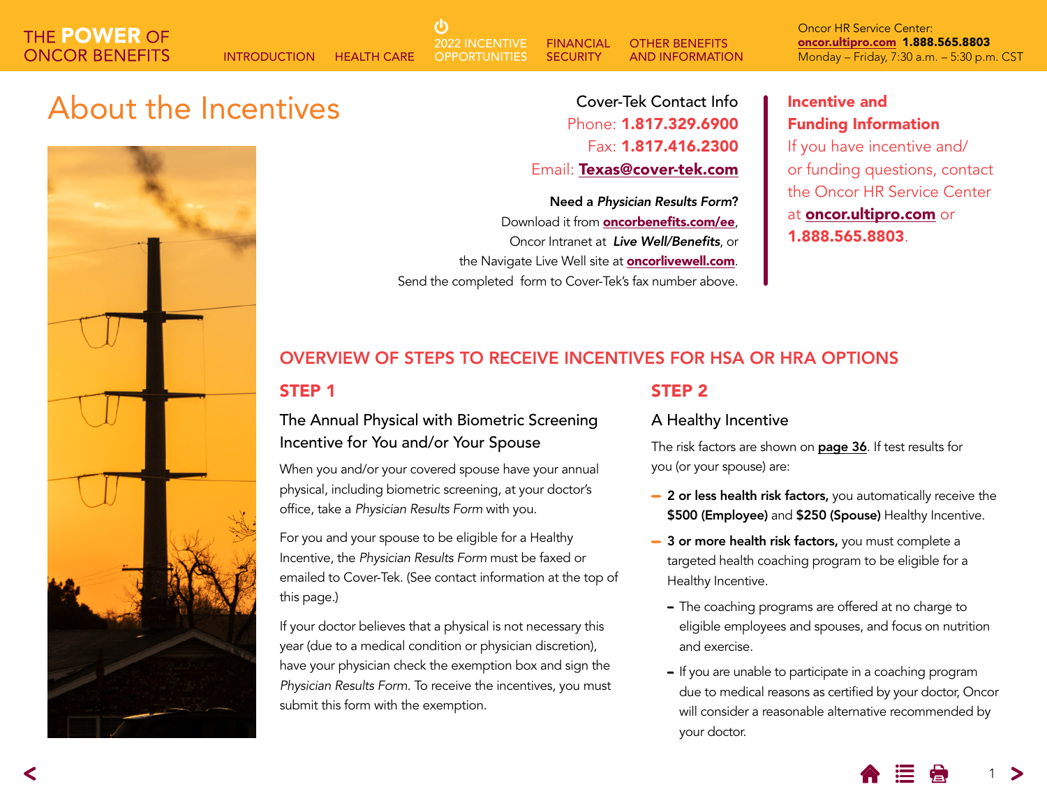# About the Incentives

Cover-Tek Contact Info
Phone: **1.817.329.6900**
Fax: **1.817.416.2300**
Email: **Texas@cover-tek.com**

**Need a *Physician Results Form*?**
Download it from **oncorbenefits.com/ee**, Oncor Intranet at ***Live Well/Benefits***, or the Navigate Live Well site at **oncorlivewell.com**.
Send the completed form to Cover-Tek's fax number above.

**Incentive and Funding Information**

If you have incentive and/or funding questions, contact the Oncor HR Service Center at **oncor.ultipro.com** or **1.888.565.8803**.

## OVERVIEW OF STEPS TO RECEIVE INCENTIVES FOR HSA OR HRA OPTIONS

### STEP 1

The Annual Physical with Biometric Screening Incentive for You and/or Your Spouse

When you and/or your covered spouse have your annual physical, including biometric screening, at your doctor's office, take a *Physician Results Form* with you.

For you and your spouse to be eligible for a Healthy Incentive, the *Physician Results Form* must be faxed or emailed to Cover-Tek. (See contact information at the top of this page.)

If your doctor believes that a physical is not necessary this year (due to a medical condition or physician discretion), have your physician check the exemption box and sign the *Physician Results Form*. To receive the incentives, you must submit this form with the exemption.

### STEP 2

A Healthy Incentive

The risk factors are shown on **page 36**. If test results for you (or your spouse) are:

- **2 or less health risk factors,** you automatically receive the **$500 (Employee)** and **$250 (Spouse)** Healthy Incentive.
- **3 or more health risk factors,** you must complete a targeted health coaching program to be eligible for a Healthy Incentive.
  - The coaching programs are offered at no charge to eligible employees and spouses, and focus on nutrition and exercise.
  - If you are unable to participate in a coaching program due to medical reasons as certified by your doctor, Oncor will consider a reasonable alternative recommended by your doctor.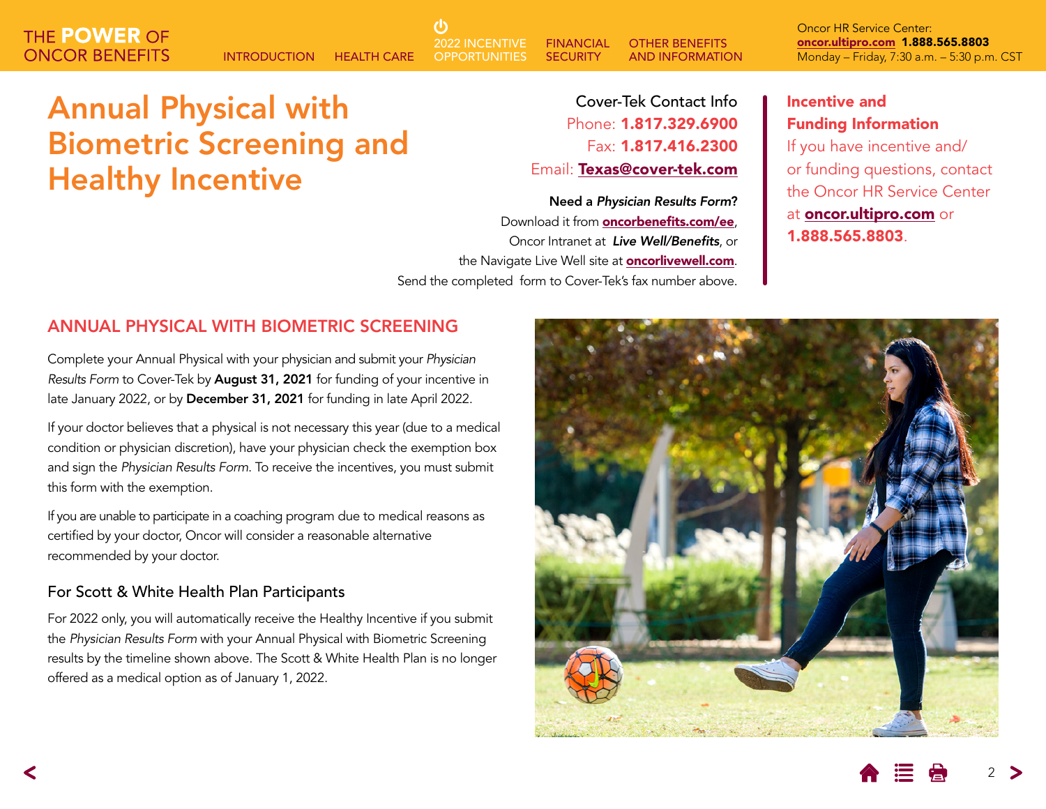# Annual Physical with Biometric Screening and Healthy Incentive

**Cover-Tek Contact Info**
Phone: **1.817.329.6900**
Fax: **1.817.416.2300**
Email: **Texas@cover-tek.com**

**Need a *Physician Results Form*?**
Download it from **oncorbenefits.com/ee**, Oncor Intranet at ***Live Well/Benefits***, or the Navigate Live Well site at **oncorlivewell.com**. Send the completed form to Cover-Tek's fax number above.

**Incentive and Funding Information**
If you have incentive and/or funding questions, contact the Oncor HR Service Center at **oncor.ultipro.com** or **1.888.565.8803**.

## ANNUAL PHYSICAL WITH BIOMETRIC SCREENING

Complete your Annual Physical with your physician and submit your *Physician Results Form* to Cover-Tek by **August 31, 2021** for funding of your incentive in late January 2022, or by **December 31, 2021** for funding in late April 2022.

If your doctor believes that a physical is not necessary this year (due to a medical condition or physician discretion), have your physician check the exemption box and sign the *Physician Results Form*. To receive the incentives, you must submit this form with the exemption.

If you are unable to participate in a coaching program due to medical reasons as certified by your doctor, Oncor will consider a reasonable alternative recommended by your doctor.

### For Scott & White Health Plan Participants

For 2022 only, you will automatically receive the Healthy Incentive if you submit the *Physician Results Form* with your Annual Physical with Biometric Screening results by the timeline shown above. The Scott & White Health Plan is no longer offered as a medical option as of January 1, 2022.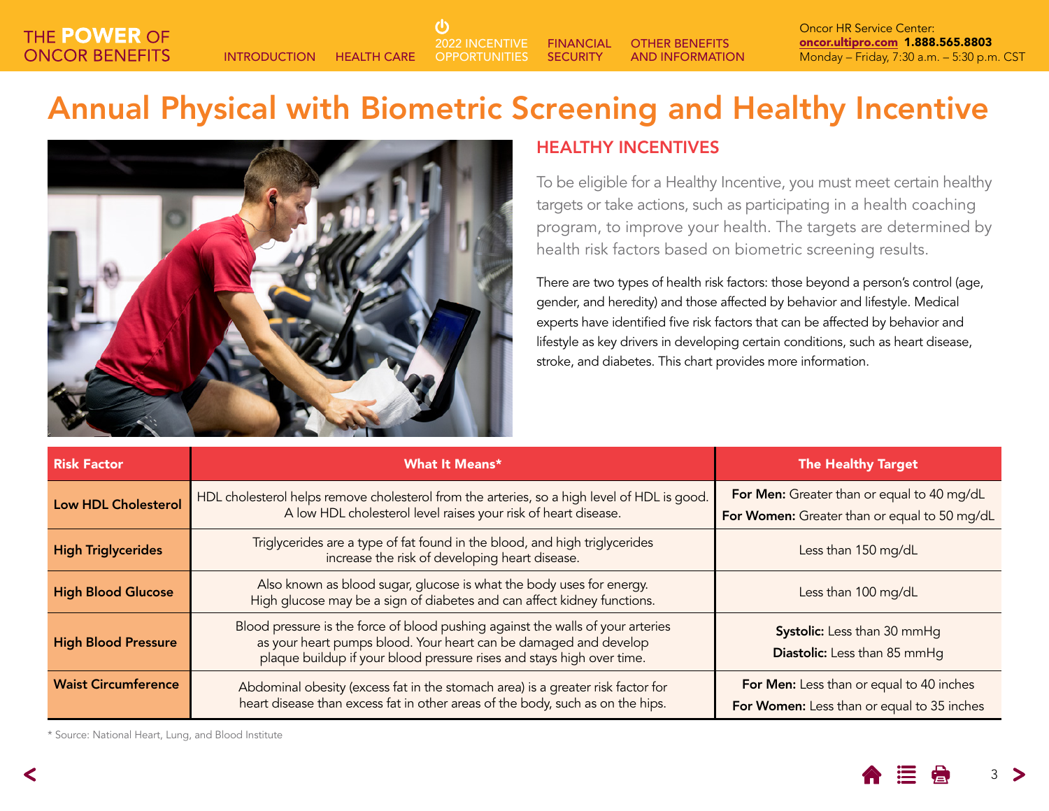# Annual Physical with Biometric Screening and Healthy Incentive

## HEALTHY INCENTIVES

To be eligible for a Healthy Incentive, you must meet certain healthy targets or take actions, such as participating in a health coaching program, to improve your health. The targets are determined by health risk factors based on biometric screening results.

There are two types of health risk factors: those beyond a person's control (age, gender, and heredity) and those affected by behavior and lifestyle. Medical experts have identified five risk factors that can be affected by behavior and lifestyle as key drivers in developing certain conditions, such as heart disease, stroke, and diabetes. This chart provides more information.

| Risk Factor | What It Means* | The Healthy Target |
|---|---|---|
| **Low HDL Cholesterol** | HDL cholesterol helps remove cholesterol from the arteries, so a high level of HDL is good. A low HDL cholesterol level raises your risk of heart disease. | **For Men:** Greater than or equal to 40 mg/dL<br>**For Women:** Greater than or equal to 50 mg/dL |
| **High Triglycerides** | Triglycerides are a type of fat found in the blood, and high triglycerides increase the risk of developing heart disease. | Less than 150 mg/dL |
| **High Blood Glucose** | Also known as blood sugar, glucose is what the body uses for energy. High glucose may be a sign of diabetes and can affect kidney functions. | Less than 100 mg/dL |
| **High Blood Pressure** | Blood pressure is the force of blood pushing against the walls of your arteries as your heart pumps blood. Your heart can be damaged and develop plaque buildup if your blood pressure rises and stays high over time. | **Systolic:** Less than 30 mmHg<br>**Diastolic:** Less than 85 mmHg |
| **Waist Circumference** | Abdominal obesity (excess fat in the stomach area) is a greater risk factor for heart disease than excess fat in other areas of the body, such as on the hips. | **For Men:** Less than or equal to 40 inches<br>**For Women:** Less than or equal to 35 inches |

* Source: National Heart, Lung, and Blood Institute